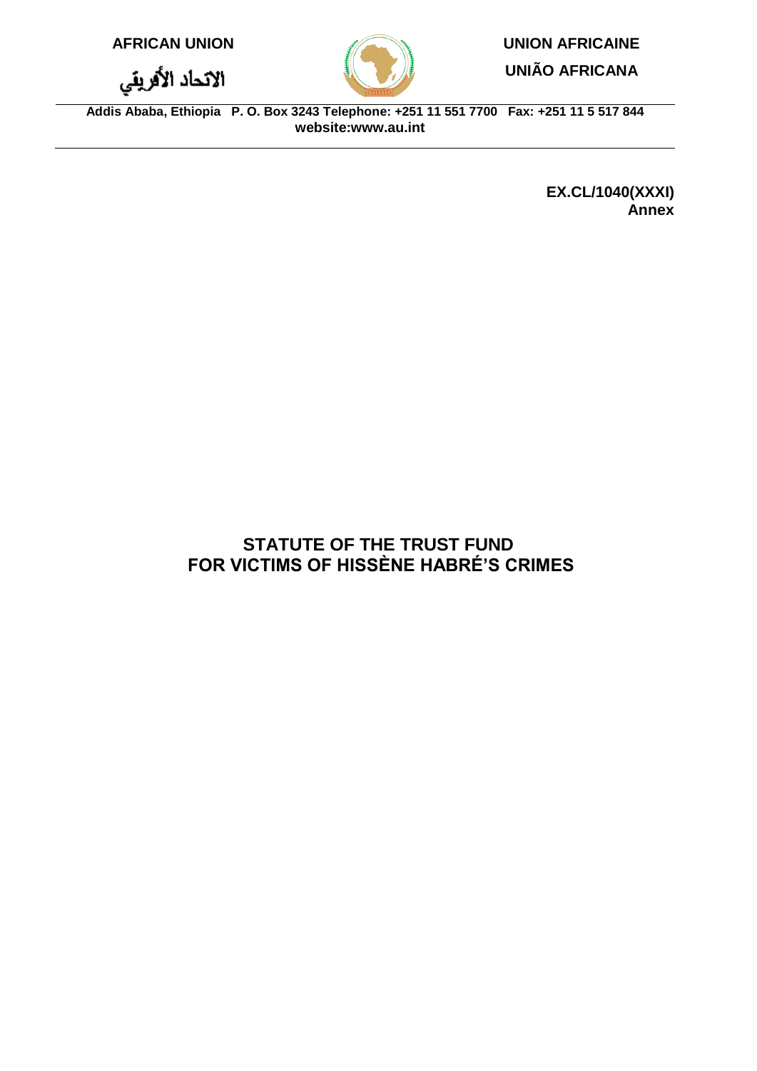AFRICAN UNION

الاتحاد الأفريقي

UNION AFRICAINE

UNIÃO AFRICANA

**Addis Ababa, Ethiopia P. O. Box 3243 Telephone: +251 11 551 7700 Fax: +251 11 5 517 844**
**website:www.au.int**

**EX.CL/1040(XXXI)**
**Annex**

# STATUTE OF THE TRUST FUND FOR VICTIMS OF HISSÈNE HABRÉ'S CRIMES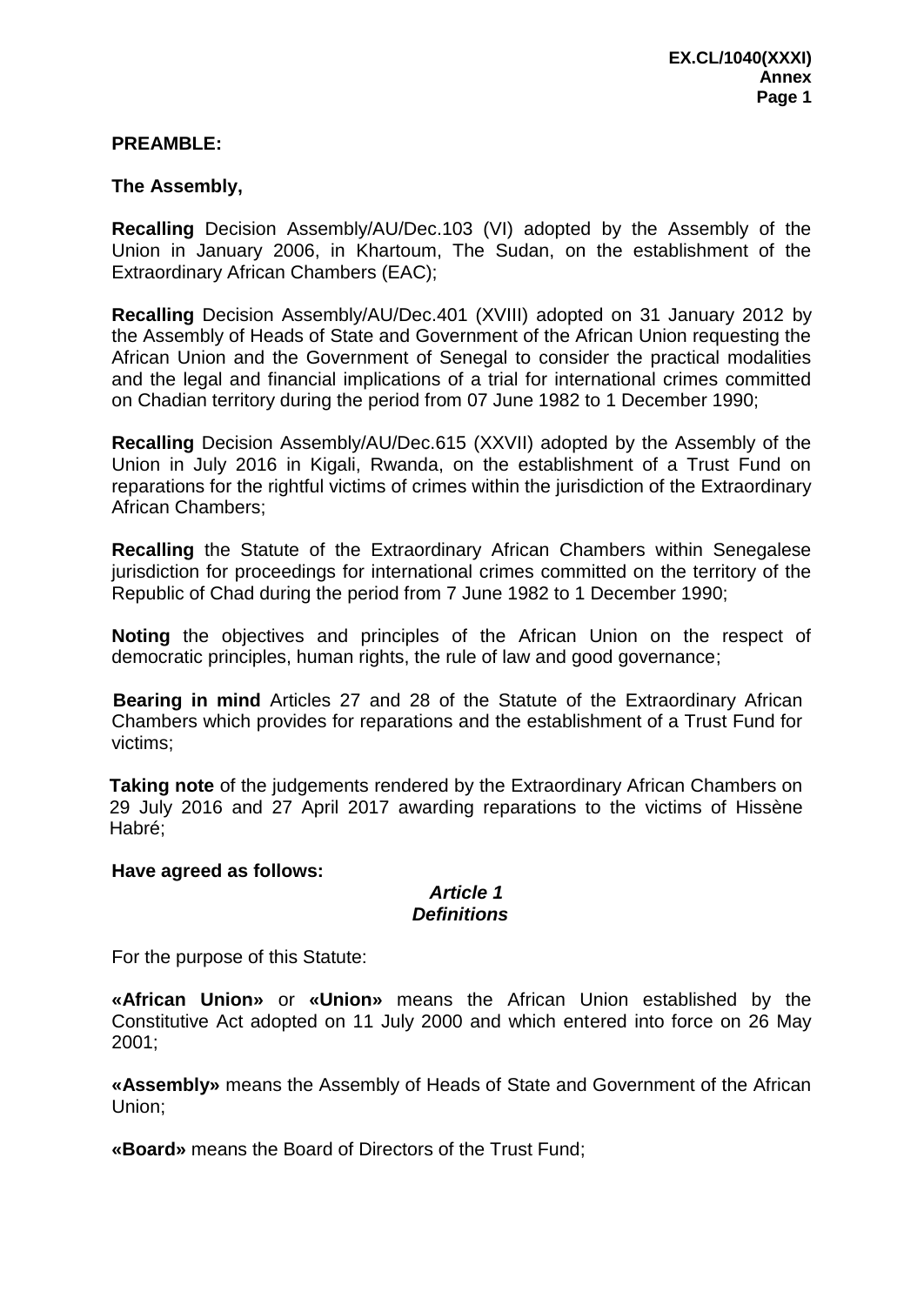**PREAMBLE:**

**The Assembly,**

**Recalling** Decision Assembly/AU/Dec.103 (VI) adopted by the Assembly of the Union in January 2006, in Khartoum, The Sudan, on the establishment of the Extraordinary African Chambers (EAC);

**Recalling** Decision Assembly/AU/Dec.401 (XVIII) adopted on 31 January 2012 by the Assembly of Heads of State and Government of the African Union requesting the African Union and the Government of Senegal to consider the practical modalities and the legal and financial implications of a trial for international crimes committed on Chadian territory during the period from 07 June 1982 to 1 December 1990;

**Recalling** Decision Assembly/AU/Dec.615 (XXVII) adopted by the Assembly of the Union in July 2016 in Kigali, Rwanda, on the establishment of a Trust Fund on reparations for the rightful victims of crimes within the jurisdiction of the Extraordinary African Chambers;

**Recalling** the Statute of the Extraordinary African Chambers within Senegalese jurisdiction for proceedings for international crimes committed on the territory of the Republic of Chad during the period from 7 June 1982 to 1 December 1990;

**Noting** the objectives and principles of the African Union on the respect of democratic principles, human rights, the rule of law and good governance;

**Bearing in mind** Articles 27 and 28 of the Statute of the Extraordinary African Chambers which provides for reparations and the establishment of a Trust Fund for victims;

**Taking note** of the judgements rendered by the Extraordinary African Chambers on 29 July 2016 and 27 April 2017 awarding reparations to the victims of Hissène Habré;

**Have agreed as follows:**

### *Article 1*
### *Definitions*

For the purpose of this Statute:

**«African Union»** or **«Union»** means the African Union established by the Constitutive Act adopted on 11 July 2000 and which entered into force on 26 May 2001;

**«Assembly»** means the Assembly of Heads of State and Government of the African Union;

**«Board»** means the Board of Directors of the Trust Fund;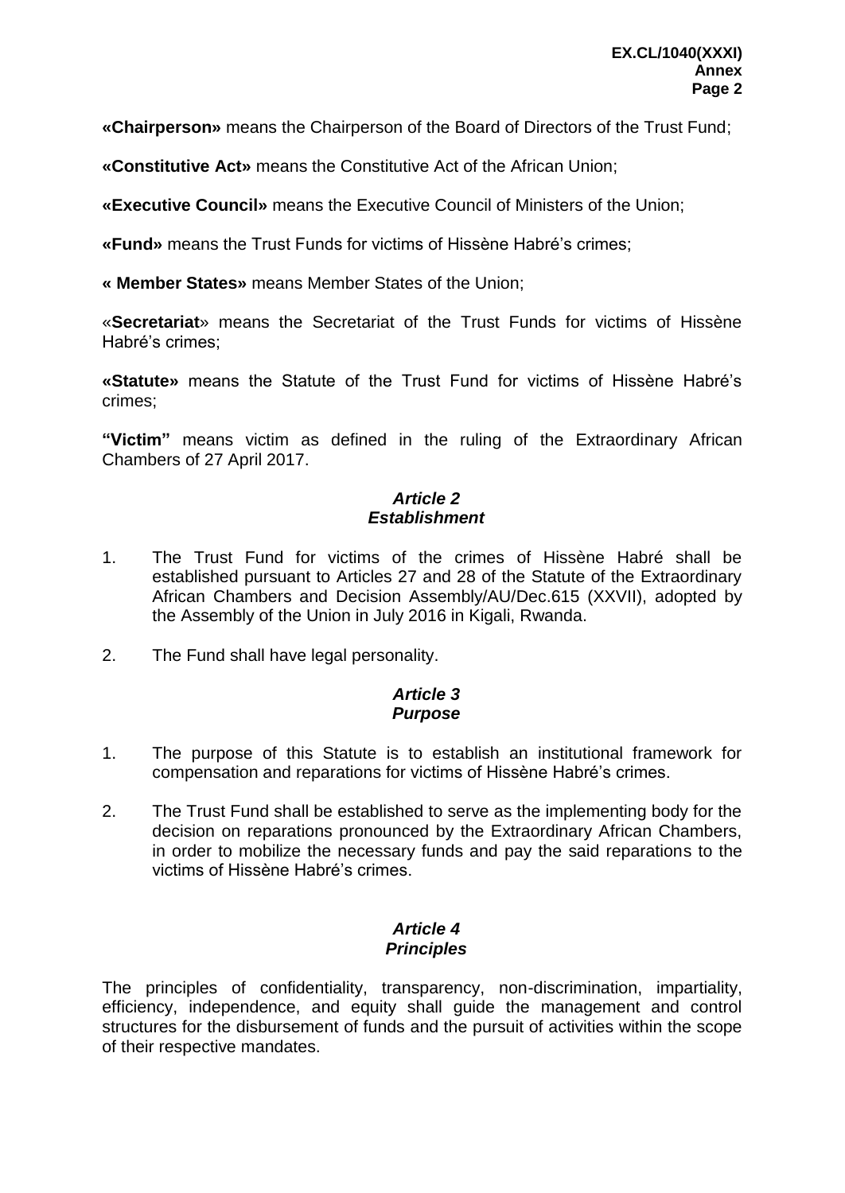**«Chairperson»** means the Chairperson of the Board of Directors of the Trust Fund;

**«Constitutive Act»** means the Constitutive Act of the African Union;

**«Executive Council»** means the Executive Council of Ministers of the Union;

**«Fund»** means the Trust Funds for victims of Hissène Habré's crimes;

**« Member States»** means Member States of the Union;

«**Secretariat**» means the Secretariat of the Trust Funds for victims of Hissène Habré's crimes;

**«Statute»** means the Statute of the Trust Fund for victims of Hissène Habré's crimes;

**"Victim"** means victim as defined in the ruling of the Extraordinary African Chambers of 27 April 2017.

### *Article 2*
### *Establishment*

1. The Trust Fund for victims of the crimes of Hissène Habré shall be established pursuant to Articles 27 and 28 of the Statute of the Extraordinary African Chambers and Decision Assembly/AU/Dec.615 (XXVII), adopted by the Assembly of the Union in July 2016 in Kigali, Rwanda.

2. The Fund shall have legal personality.

### *Article 3*
### *Purpose*

1. The purpose of this Statute is to establish an institutional framework for compensation and reparations for victims of Hissène Habré's crimes.

2. The Trust Fund shall be established to serve as the implementing body for the decision on reparations pronounced by the Extraordinary African Chambers, in order to mobilize the necessary funds and pay the said reparations to the victims of Hissène Habré's crimes.

### *Article 4*
### *Principles*

The principles of confidentiality, transparency, non-discrimination, impartiality, efficiency, independence, and equity shall guide the management and control structures for the disbursement of funds and the pursuit of activities within the scope of their respective mandates.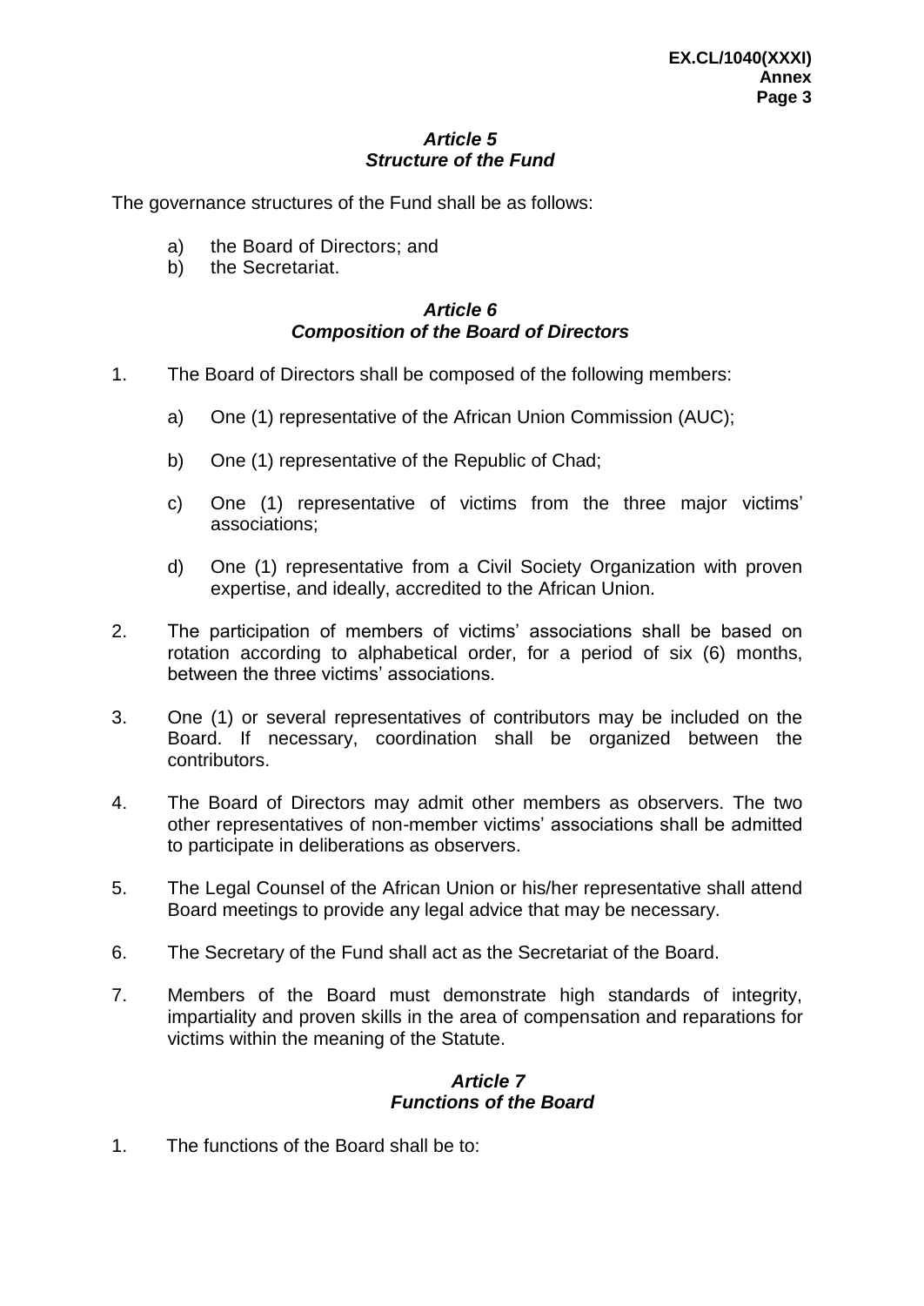### *Article 5*
### *Structure of the Fund*

The governance structures of the Fund shall be as follows:

a) the Board of Directors; and
b) the Secretariat.

### *Article 6*
### *Composition of the Board of Directors*

1. The Board of Directors shall be composed of the following members:

   a) One (1) representative of the African Union Commission (AUC);

   b) One (1) representative of the Republic of Chad;

   c) One (1) representative of victims from the three major victims' associations;

   d) One (1) representative from a Civil Society Organization with proven expertise, and ideally, accredited to the African Union.

2. The participation of members of victims' associations shall be based on rotation according to alphabetical order, for a period of six (6) months, between the three victims' associations.

3. One (1) or several representatives of contributors may be included on the Board. If necessary, coordination shall be organized between the contributors.

4. The Board of Directors may admit other members as observers. The two other representatives of non-member victims' associations shall be admitted to participate in deliberations as observers.

5. The Legal Counsel of the African Union or his/her representative shall attend Board meetings to provide any legal advice that may be necessary.

6. The Secretary of the Fund shall act as the Secretariat of the Board.

7. Members of the Board must demonstrate high standards of integrity, impartiality and proven skills in the area of compensation and reparations for victims within the meaning of the Statute.

### *Article 7*
### *Functions of the Board*

1. The functions of the Board shall be to: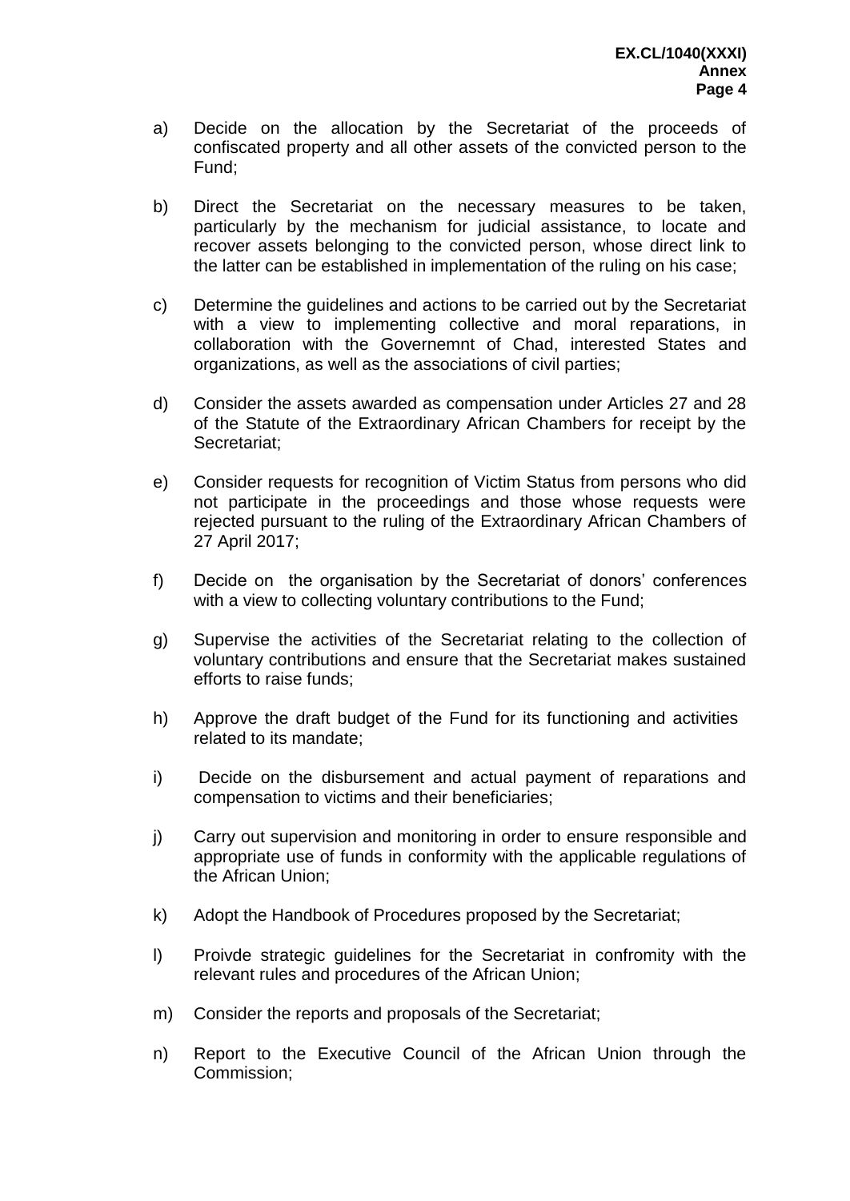a) Decide on the allocation by the Secretariat of the proceeds of confiscated property and all other assets of the convicted person to the Fund;

b) Direct the Secretariat on the necessary measures to be taken, particularly by the mechanism for judicial assistance, to locate and recover assets belonging to the convicted person, whose direct link to the latter can be established in implementation of the ruling on his case;

c) Determine the guidelines and actions to be carried out by the Secretariat with a view to implementing collective and moral reparations, in collaboration with the Governemnt of Chad, interested States and organizations, as well as the associations of civil parties;

d) Consider the assets awarded as compensation under Articles 27 and 28 of the Statute of the Extraordinary African Chambers for receipt by the Secretariat;

e) Consider requests for recognition of Victim Status from persons who did not participate in the proceedings and those whose requests were rejected pursuant to the ruling of the Extraordinary African Chambers of 27 April 2017;

f) Decide on the organisation by the Secretariat of donors' conferences with a view to collecting voluntary contributions to the Fund;

g) Supervise the activities of the Secretariat relating to the collection of voluntary contributions and ensure that the Secretariat makes sustained efforts to raise funds;

h) Approve the draft budget of the Fund for its functioning and activities related to its mandate;

i) Decide on the disbursement and actual payment of reparations and compensation to victims and their beneficiaries;

j) Carry out supervision and monitoring in order to ensure responsible and appropriate use of funds in conformity with the applicable regulations of the African Union;

k) Adopt the Handbook of Procedures proposed by the Secretariat;

l) Proivde strategic guidelines for the Secretariat in confromity with the relevant rules and procedures of the African Union;

m) Consider the reports and proposals of the Secretariat;

n) Report to the Executive Council of the African Union through the Commission;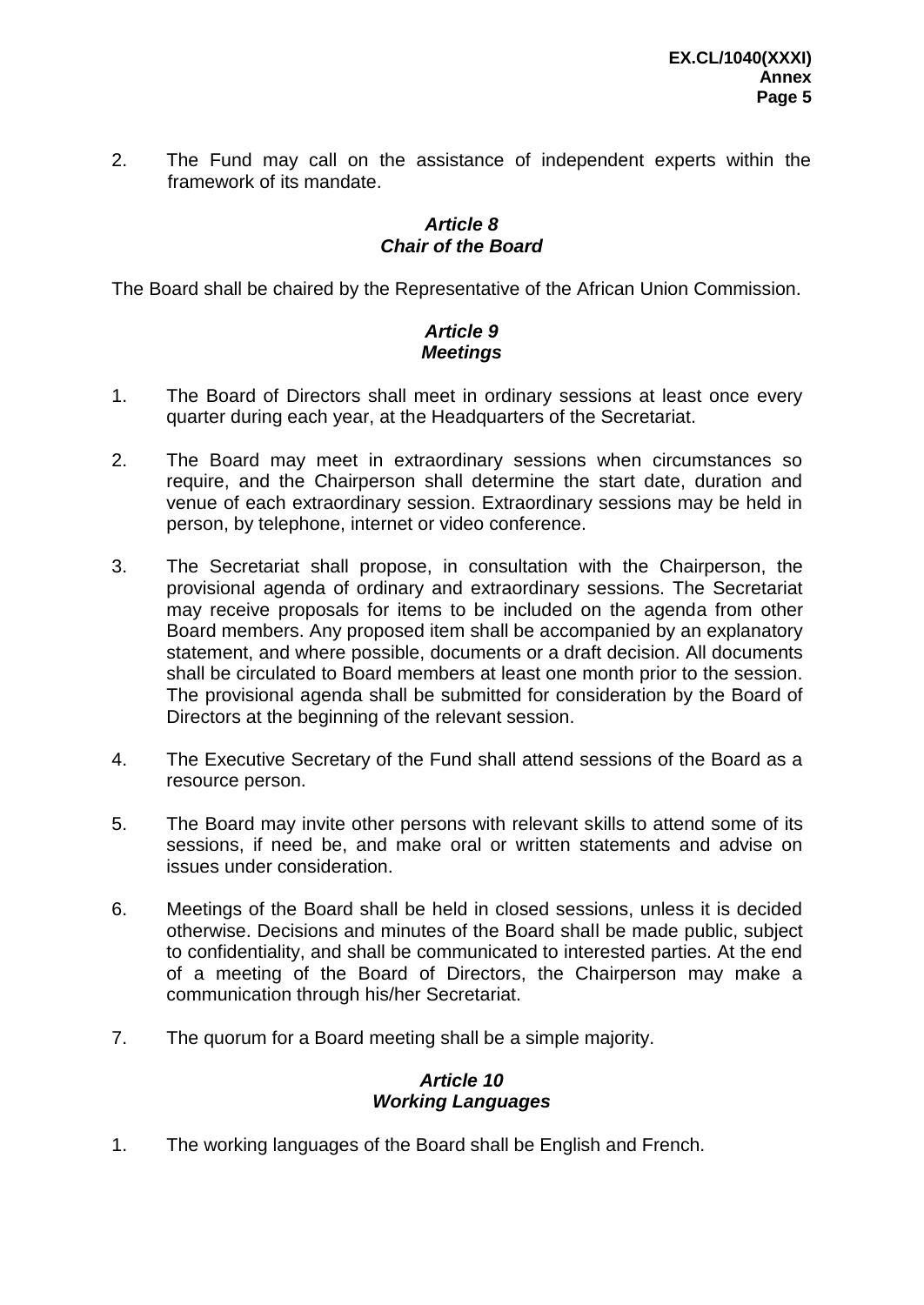2. The Fund may call on the assistance of independent experts within the framework of its mandate.

### *Article 8*
### *Chair of the Board*

The Board shall be chaired by the Representative of the African Union Commission.

### *Article 9*
### *Meetings*

1. The Board of Directors shall meet in ordinary sessions at least once every quarter during each year, at the Headquarters of the Secretariat.

2. The Board may meet in extraordinary sessions when circumstances so require, and the Chairperson shall determine the start date, duration and venue of each extraordinary session. Extraordinary sessions may be held in person, by telephone, internet or video conference.

3. The Secretariat shall propose, in consultation with the Chairperson, the provisional agenda of ordinary and extraordinary sessions. The Secretariat may receive proposals for items to be included on the agenda from other Board members. Any proposed item shall be accompanied by an explanatory statement, and where possible, documents or a draft decision. All documents shall be circulated to Board members at least one month prior to the session. The provisional agenda shall be submitted for consideration by the Board of Directors at the beginning of the relevant session.

4. The Executive Secretary of the Fund shall attend sessions of the Board as a resource person.

5. The Board may invite other persons with relevant skills to attend some of its sessions, if need be, and make oral or written statements and advise on issues under consideration.

6. Meetings of the Board shall be held in closed sessions, unless it is decided otherwise. Decisions and minutes of the Board shall be made public, subject to confidentiality, and shall be communicated to interested parties. At the end of a meeting of the Board of Directors, the Chairperson may make a communication through his/her Secretariat.

7. The quorum for a Board meeting shall be a simple majority.

### *Article 10*
### *Working Languages*

1. The working languages of the Board shall be English and French.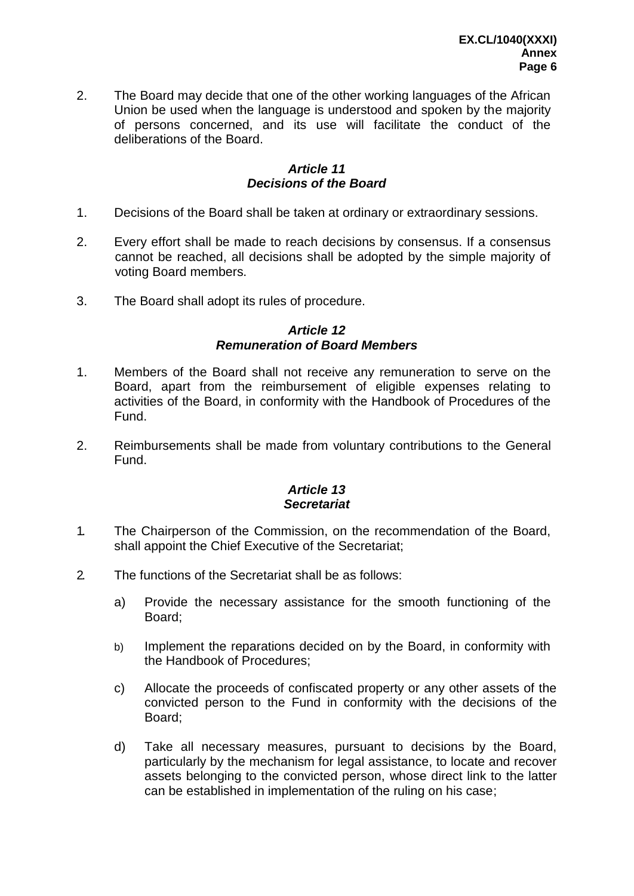2. The Board may decide that one of the other working languages of the African Union be used when the language is understood and spoken by the majority of persons concerned, and its use will facilitate the conduct of the deliberations of the Board.

### *Article 11*
### *Decisions of the Board*

1. Decisions of the Board shall be taken at ordinary or extraordinary sessions.

2. Every effort shall be made to reach decisions by consensus. If a consensus cannot be reached, all decisions shall be adopted by the simple majority of voting Board members.

3. The Board shall adopt its rules of procedure.

### *Article 12*
### *Remuneration of Board Members*

1. Members of the Board shall not receive any remuneration to serve on the Board, apart from the reimbursement of eligible expenses relating to activities of the Board, in conformity with the Handbook of Procedures of the Fund.

2. Reimbursements shall be made from voluntary contributions to the General Fund.

### *Article 13*
### *Secretariat*

1. The Chairperson of the Commission, on the recommendation of the Board, shall appoint the Chief Executive of the Secretariat;

2. The functions of the Secretariat shall be as follows:

   a) Provide the necessary assistance for the smooth functioning of the Board;

   b) Implement the reparations decided on by the Board, in conformity with the Handbook of Procedures;

   c) Allocate the proceeds of confiscated property or any other assets of the convicted person to the Fund in conformity with the decisions of the Board;

   d) Take all necessary measures, pursuant to decisions by the Board, particularly by the mechanism for legal assistance, to locate and recover assets belonging to the convicted person, whose direct link to the latter can be established in implementation of the ruling on his case;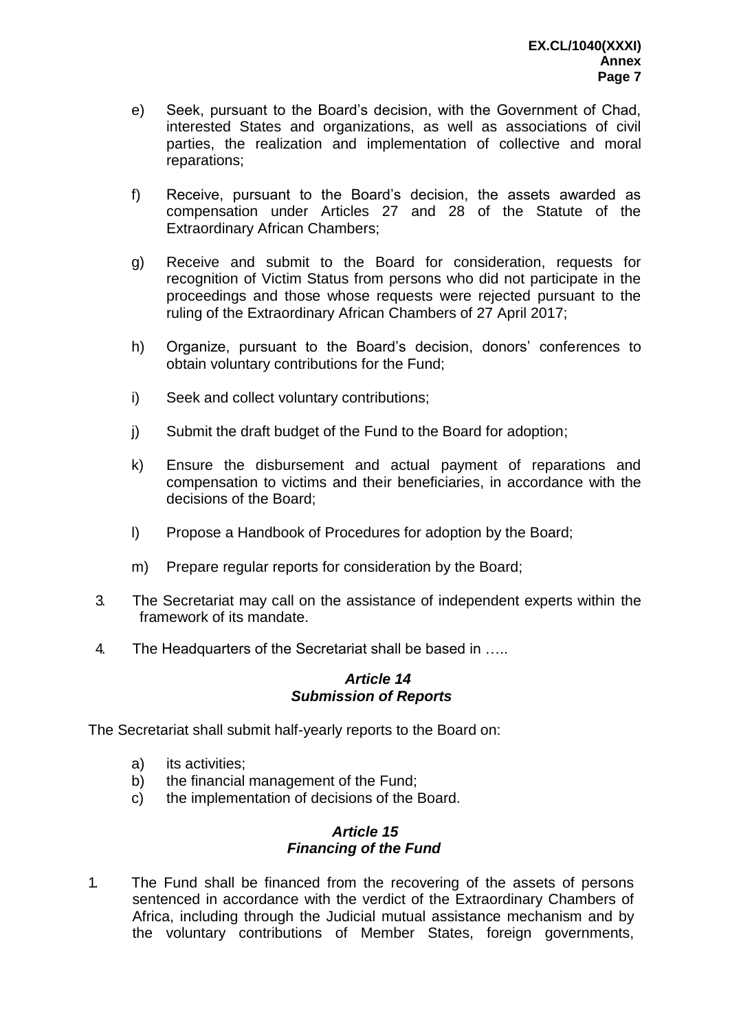e) Seek, pursuant to the Board's decision, with the Government of Chad, interested States and organizations, as well as associations of civil parties, the realization and implementation of collective and moral reparations;

f) Receive, pursuant to the Board's decision, the assets awarded as compensation under Articles 27 and 28 of the Statute of the Extraordinary African Chambers;

g) Receive and submit to the Board for consideration, requests for recognition of Victim Status from persons who did not participate in the proceedings and those whose requests were rejected pursuant to the ruling of the Extraordinary African Chambers of 27 April 2017;

h) Organize, pursuant to the Board's decision, donors' conferences to obtain voluntary contributions for the Fund;

i) Seek and collect voluntary contributions;

j) Submit the draft budget of the Fund to the Board for adoption;

k) Ensure the disbursement and actual payment of reparations and compensation to victims and their beneficiaries, in accordance with the decisions of the Board;

l) Propose a Handbook of Procedures for adoption by the Board;

m) Prepare regular reports for consideration by the Board;

3. The Secretariat may call on the assistance of independent experts within the framework of its mandate.

4. The Headquarters of the Secretariat shall be based in …..

### *Article 14*
### *Submission of Reports*

The Secretariat shall submit half-yearly reports to the Board on:

a) its activities;
b) the financial management of the Fund;
c) the implementation of decisions of the Board.

### *Article 15*
### *Financing of the Fund*

1. The Fund shall be financed from the recovering of the assets of persons sentenced in accordance with the verdict of the Extraordinary Chambers of Africa, including through the Judicial mutual assistance mechanism and by the voluntary contributions of Member States, foreign governments,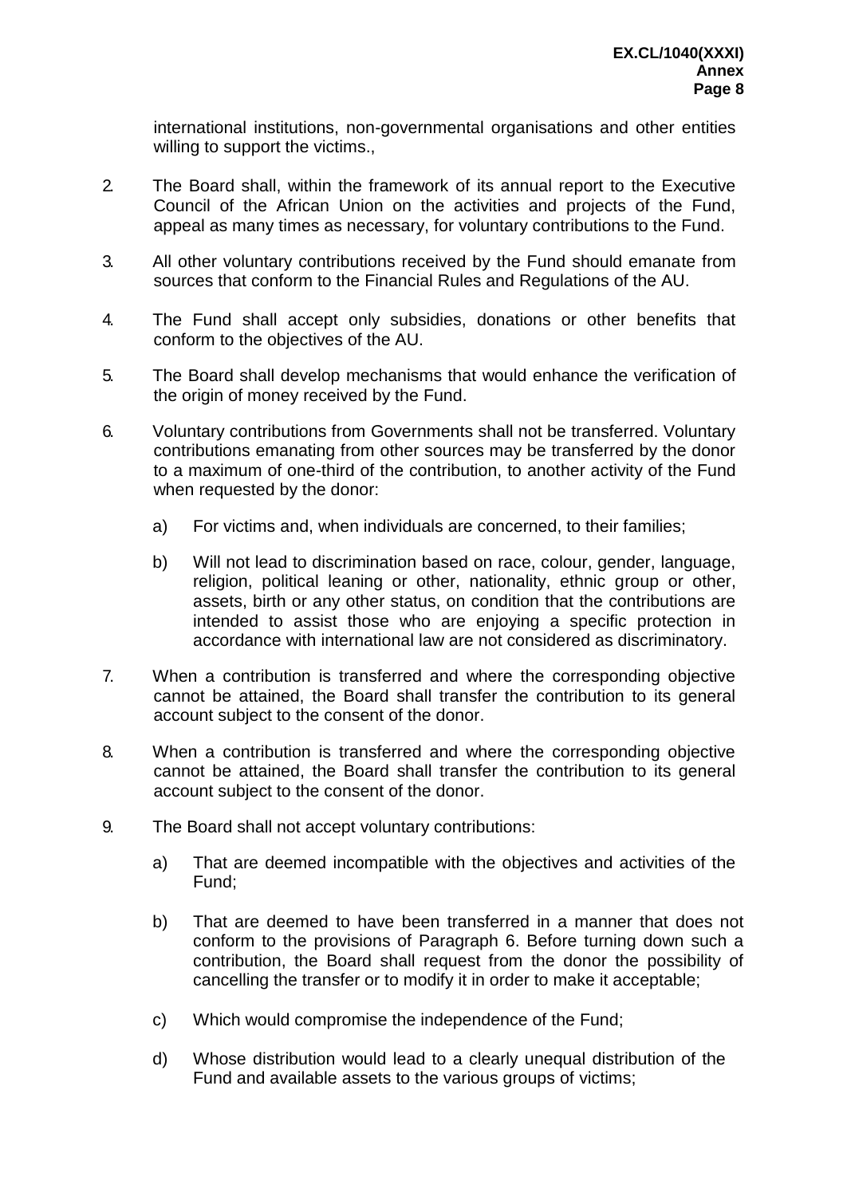international institutions, non-governmental organisations and other entities willing to support the victims.,

2. The Board shall, within the framework of its annual report to the Executive Council of the African Union on the activities and projects of the Fund, appeal as many times as necessary, for voluntary contributions to the Fund.

3. All other voluntary contributions received by the Fund should emanate from sources that conform to the Financial Rules and Regulations of the AU.

4. The Fund shall accept only subsidies, donations or other benefits that conform to the objectives of the AU.

5. The Board shall develop mechanisms that would enhance the verification of the origin of money received by the Fund.

6. Voluntary contributions from Governments shall not be transferred. Voluntary contributions emanating from other sources may be transferred by the donor to a maximum of one-third of the contribution, to another activity of the Fund when requested by the donor:

   a) For victims and, when individuals are concerned, to their families;

   b) Will not lead to discrimination based on race, colour, gender, language, religion, political leaning or other, nationality, ethnic group or other, assets, birth or any other status, on condition that the contributions are intended to assist those who are enjoying a specific protection in accordance with international law are not considered as discriminatory.

7. When a contribution is transferred and where the corresponding objective cannot be attained, the Board shall transfer the contribution to its general account subject to the consent of the donor.

8. When a contribution is transferred and where the corresponding objective cannot be attained, the Board shall transfer the contribution to its general account subject to the consent of the donor.

9. The Board shall not accept voluntary contributions:

   a) That are deemed incompatible with the objectives and activities of the Fund;

   b) That are deemed to have been transferred in a manner that does not conform to the provisions of Paragraph 6. Before turning down such a contribution, the Board shall request from the donor the possibility of cancelling the transfer or to modify it in order to make it acceptable;

   c) Which would compromise the independence of the Fund;

   d) Whose distribution would lead to a clearly unequal distribution of the Fund and available assets to the various groups of victims;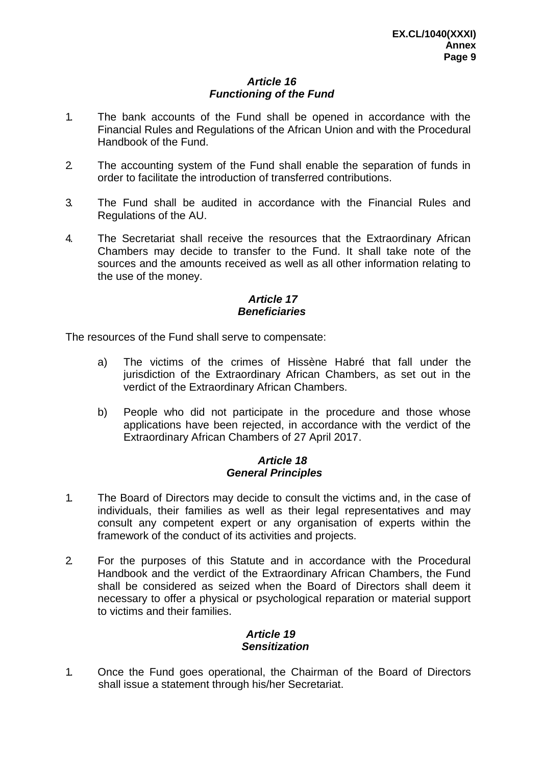### *Article 16*
### *Functioning of the Fund*

1. The bank accounts of the Fund shall be opened in accordance with the Financial Rules and Regulations of the African Union and with the Procedural Handbook of the Fund.

2. The accounting system of the Fund shall enable the separation of funds in order to facilitate the introduction of transferred contributions.

3. The Fund shall be audited in accordance with the Financial Rules and Regulations of the AU.

4. The Secretariat shall receive the resources that the Extraordinary African Chambers may decide to transfer to the Fund. It shall take note of the sources and the amounts received as well as all other information relating to the use of the money.

### *Article 17*
### *Beneficiaries*

The resources of the Fund shall serve to compensate:

a) The victims of the crimes of Hissène Habré that fall under the jurisdiction of the Extraordinary African Chambers, as set out in the verdict of the Extraordinary African Chambers.

b) People who did not participate in the procedure and those whose applications have been rejected, in accordance with the verdict of the Extraordinary African Chambers of 27 April 2017.

### *Article 18*
### *General Principles*

1. The Board of Directors may decide to consult the victims and, in the case of individuals, their families as well as their legal representatives and may consult any competent expert or any organisation of experts within the framework of the conduct of its activities and projects.

2. For the purposes of this Statute and in accordance with the Procedural Handbook and the verdict of the Extraordinary African Chambers, the Fund shall be considered as seized when the Board of Directors shall deem it necessary to offer a physical or psychological reparation or material support to victims and their families.

### *Article 19*
### *Sensitization*

1. Once the Fund goes operational, the Chairman of the Board of Directors shall issue a statement through his/her Secretariat.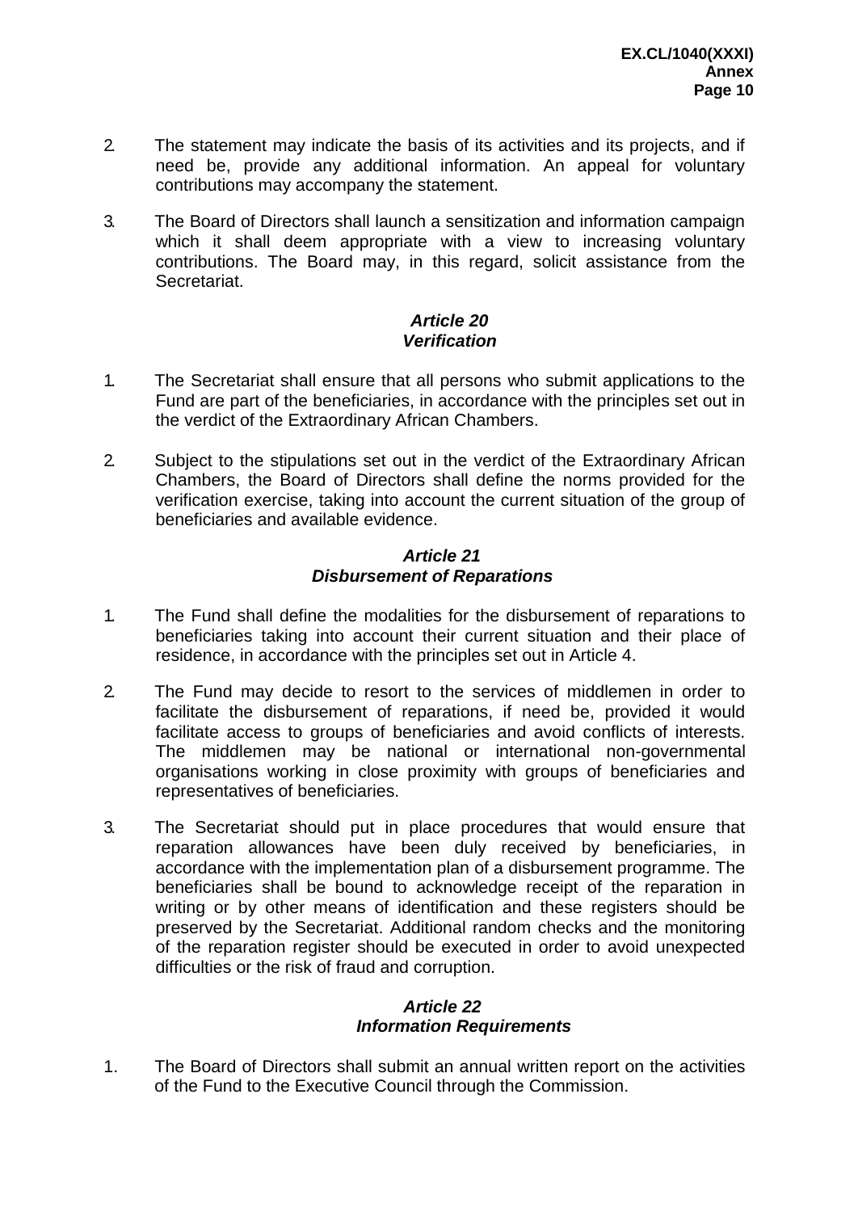2. The statement may indicate the basis of its activities and its projects, and if need be, provide any additional information. An appeal for voluntary contributions may accompany the statement.

3. The Board of Directors shall launch a sensitization and information campaign which it shall deem appropriate with a view to increasing voluntary contributions. The Board may, in this regard, solicit assistance from the Secretariat.

***Article 20***
***Verification***

1. The Secretariat shall ensure that all persons who submit applications to the Fund are part of the beneficiaries, in accordance with the principles set out in the verdict of the Extraordinary African Chambers.

2. Subject to the stipulations set out in the verdict of the Extraordinary African Chambers, the Board of Directors shall define the norms provided for the verification exercise, taking into account the current situation of the group of beneficiaries and available evidence.

***Article 21***
***Disbursement of Reparations***

1. The Fund shall define the modalities for the disbursement of reparations to beneficiaries taking into account their current situation and their place of residence, in accordance with the principles set out in Article 4.

2. The Fund may decide to resort to the services of middlemen in order to facilitate the disbursement of reparations, if need be, provided it would facilitate access to groups of beneficiaries and avoid conflicts of interests. The middlemen may be national or international non-governmental organisations working in close proximity with groups of beneficiaries and representatives of beneficiaries.

3. The Secretariat should put in place procedures that would ensure that reparation allowances have been duly received by beneficiaries, in accordance with the implementation plan of a disbursement programme. The beneficiaries shall be bound to acknowledge receipt of the reparation in writing or by other means of identification and these registers should be preserved by the Secretariat. Additional random checks and the monitoring of the reparation register should be executed in order to avoid unexpected difficulties or the risk of fraud and corruption.

***Article 22***
***Information Requirements***

1. The Board of Directors shall submit an annual written report on the activities of the Fund to the Executive Council through the Commission.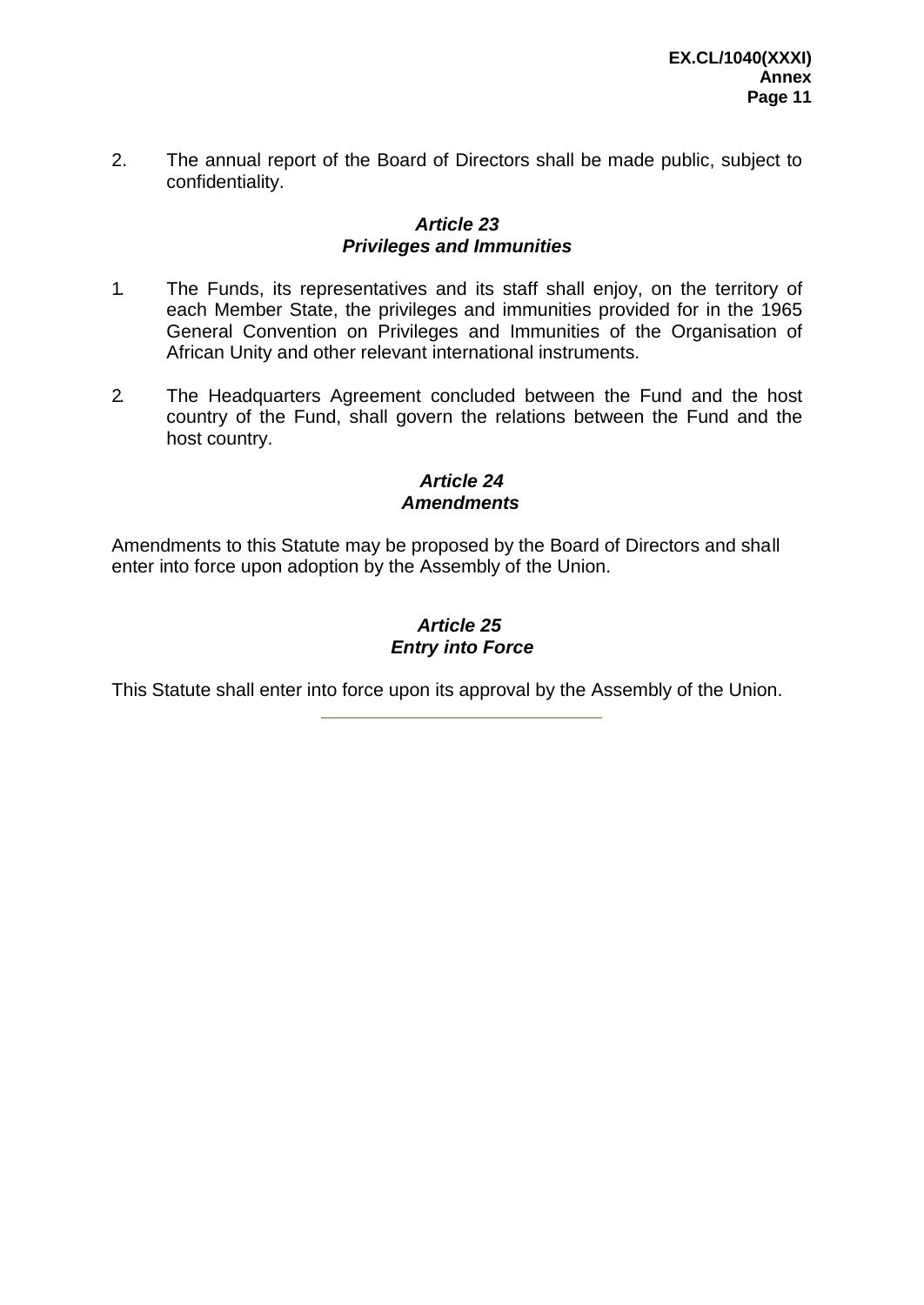2. The annual report of the Board of Directors shall be made public, subject to confidentiality.

### *Article 23*
### *Privileges and Immunities*

1. The Funds, its representatives and its staff shall enjoy, on the territory of each Member State, the privileges and immunities provided for in the 1965 General Convention on Privileges and Immunities of the Organisation of African Unity and other relevant international instruments.

2. The Headquarters Agreement concluded between the Fund and the host country of the Fund, shall govern the relations between the Fund and the host country.

### *Article 24*
### *Amendments*

Amendments to this Statute may be proposed by the Board of Directors and shall enter into force upon adoption by the Assembly of the Union.

### *Article 25*
### *Entry into Force*

This Statute shall enter into force upon its approval by the Assembly of the Union.